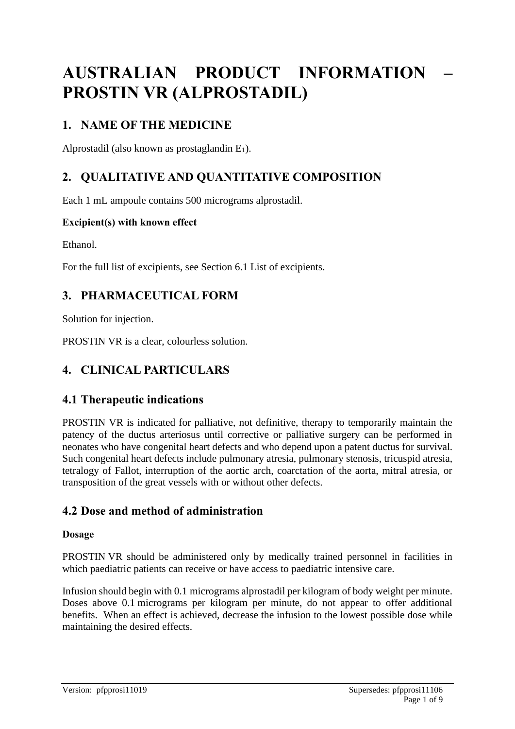# AUSTRALIAN PRODUCT INFORMATION – PROSTIN VR (ALPROSTADIL)

## 1. NAME OF THE MEDICINE

Alprostadil (also known as prostaglandin $E_1$).

## 2. QUALITATIVE AND QUANTITATIVE COMPOSITION

Each 1 mL ampoule contains 500 micrograms alprostadil.

**Excipient(s) with known effect**

Ethanol.

For the full list of excipients, see Section 6.1 List of excipients.

## 3. PHARMACEUTICAL FORM

Solution for injection.

PROSTIN VR is a clear, colourless solution.

## 4. CLINICAL PARTICULARS

### 4.1 Therapeutic indications

PROSTIN VR is indicated for palliative, not definitive, therapy to temporarily maintain the patency of the ductus arteriosus until corrective or palliative surgery can be performed in neonates who have congenital heart defects and who depend upon a patent ductus for survival. Such congenital heart defects include pulmonary atresia, pulmonary stenosis, tricuspid atresia, tetralogy of Fallot, interruption of the aortic arch, coarctation of the aorta, mitral atresia, or transposition of the great vessels with or without other defects.

### 4.2 Dose and method of administration

**Dosage**

PROSTIN VR should be administered only by medically trained personnel in facilities in which paediatric patients can receive or have access to paediatric intensive care.

Infusion should begin with 0.1 micrograms alprostadil per kilogram of body weight per minute. Doses above 0.1 micrograms per kilogram per minute, do not appear to offer additional benefits. When an effect is achieved, decrease the infusion to the lowest possible dose while maintaining the desired effects.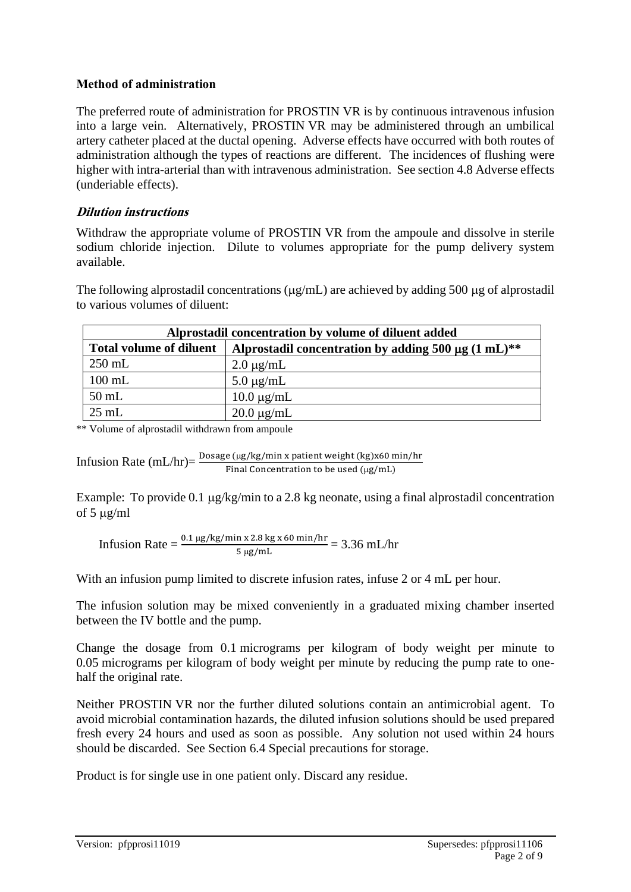### Method of administration

The preferred route of administration for PROSTIN VR is by continuous intravenous infusion into a large vein. Alternatively, PROSTIN VR may be administered through an umbilical artery catheter placed at the ductal opening. Adverse effects have occurred with both routes of administration although the types of reactions are different. The incidences of flushing were higher with intra-arterial than with intravenous administration. See section 4.8 Adverse effects (underiable effects).

#### *Dilution instructions*

Withdraw the appropriate volume of PROSTIN VR from the ampoule and dissolve in sterile sodium chloride injection. Dilute to volumes appropriate for the pump delivery system available.

The following alprostadil concentrations (μg/mL) are achieved by adding 500 μg of alprostadil to various volumes of diluent:

| Alprostadil concentration by volume of diluent added | |
|---|---|
| **Total volume of diluent** | **Alprostadil concentration by adding 500 μg (1 mL)\*\*** |
| 250 mL | 2.0 μg/mL |
| 100 mL | 5.0 μg/mL |
| 50 mL | 10.0 μg/mL |
| 25 mL | 20.0 μg/mL |

\*\* Volume of alprostadil withdrawn from ampoule

$$\text{Infusion Rate (mL/hr)} = \frac{\text{Dosage } (\mu\text{g/kg/min x patient weight (kg)x60 min/hr}}{\text{Final Concentration to be used } (\mu\text{g/mL})}$$

Example: To provide 0.1 μg/kg/min to a 2.8 kg neonate, using a final alprostadil concentration of 5 μg/ml

$$\text{Infusion Rate} = \frac{0.1\ \mu\text{g/kg/min x 2.8 kg x 60 min/hr}}{5\ \mu\text{g/mL}} = 3.36\ \text{mL/hr}$$

With an infusion pump limited to discrete infusion rates, infuse 2 or 4 mL per hour.

The infusion solution may be mixed conveniently in a graduated mixing chamber inserted between the IV bottle and the pump.

Change the dosage from 0.1 micrograms per kilogram of body weight per minute to 0.05 micrograms per kilogram of body weight per minute by reducing the pump rate to one-half the original rate.

Neither PROSTIN VR nor the further diluted solutions contain an antimicrobial agent. To avoid microbial contamination hazards, the diluted infusion solutions should be used prepared fresh every 24 hours and used as soon as possible. Any solution not used within 24 hours should be discarded. See Section 6.4 Special precautions for storage.

Product is for single use in one patient only. Discard any residue.

Version: pfpprosi11019 Supersedes: pfpprosi11106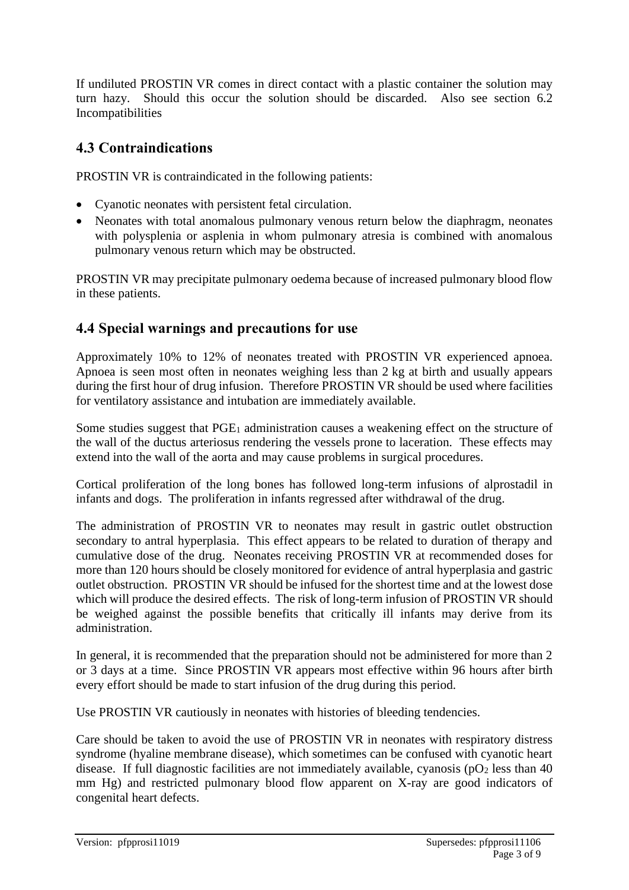If undiluted PROSTIN VR comes in direct contact with a plastic container the solution may turn hazy. Should this occur the solution should be discarded. Also see section 6.2 Incompatibilities

## 4.3 Contraindications

PROSTIN VR is contraindicated in the following patients:

- Cyanotic neonates with persistent fetal circulation.
- Neonates with total anomalous pulmonary venous return below the diaphragm, neonates with polysplenia or asplenia in whom pulmonary atresia is combined with anomalous pulmonary venous return which may be obstructed.

PROSTIN VR may precipitate pulmonary oedema because of increased pulmonary blood flow in these patients.

## 4.4 Special warnings and precautions for use

Approximately 10% to 12% of neonates treated with PROSTIN VR experienced apnoea. Apnoea is seen most often in neonates weighing less than 2 kg at birth and usually appears during the first hour of drug infusion. Therefore PROSTIN VR should be used where facilities for ventilatory assistance and intubation are immediately available.

Some studies suggest that $PGE_1$ administration causes a weakening effect on the structure of the wall of the ductus arteriosus rendering the vessels prone to laceration. These effects may extend into the wall of the aorta and may cause problems in surgical procedures.

Cortical proliferation of the long bones has followed long-term infusions of alprostadil in infants and dogs. The proliferation in infants regressed after withdrawal of the drug.

The administration of PROSTIN VR to neonates may result in gastric outlet obstruction secondary to antral hyperplasia. This effect appears to be related to duration of therapy and cumulative dose of the drug. Neonates receiving PROSTIN VR at recommended doses for more than 120 hours should be closely monitored for evidence of antral hyperplasia and gastric outlet obstruction. PROSTIN VR should be infused for the shortest time and at the lowest dose which will produce the desired effects. The risk of long-term infusion of PROSTIN VR should be weighed against the possible benefits that critically ill infants may derive from its administration.

In general, it is recommended that the preparation should not be administered for more than 2 or 3 days at a time. Since PROSTIN VR appears most effective within 96 hours after birth every effort should be made to start infusion of the drug during this period.

Use PROSTIN VR cautiously in neonates with histories of bleeding tendencies.

Care should be taken to avoid the use of PROSTIN VR in neonates with respiratory distress syndrome (hyaline membrane disease), which sometimes can be confused with cyanotic heart disease. If full diagnostic facilities are not immediately available, cyanosis ($pO_2$ less than 40 mm Hg) and restricted pulmonary blood flow apparent on X-ray are good indicators of congenital heart defects.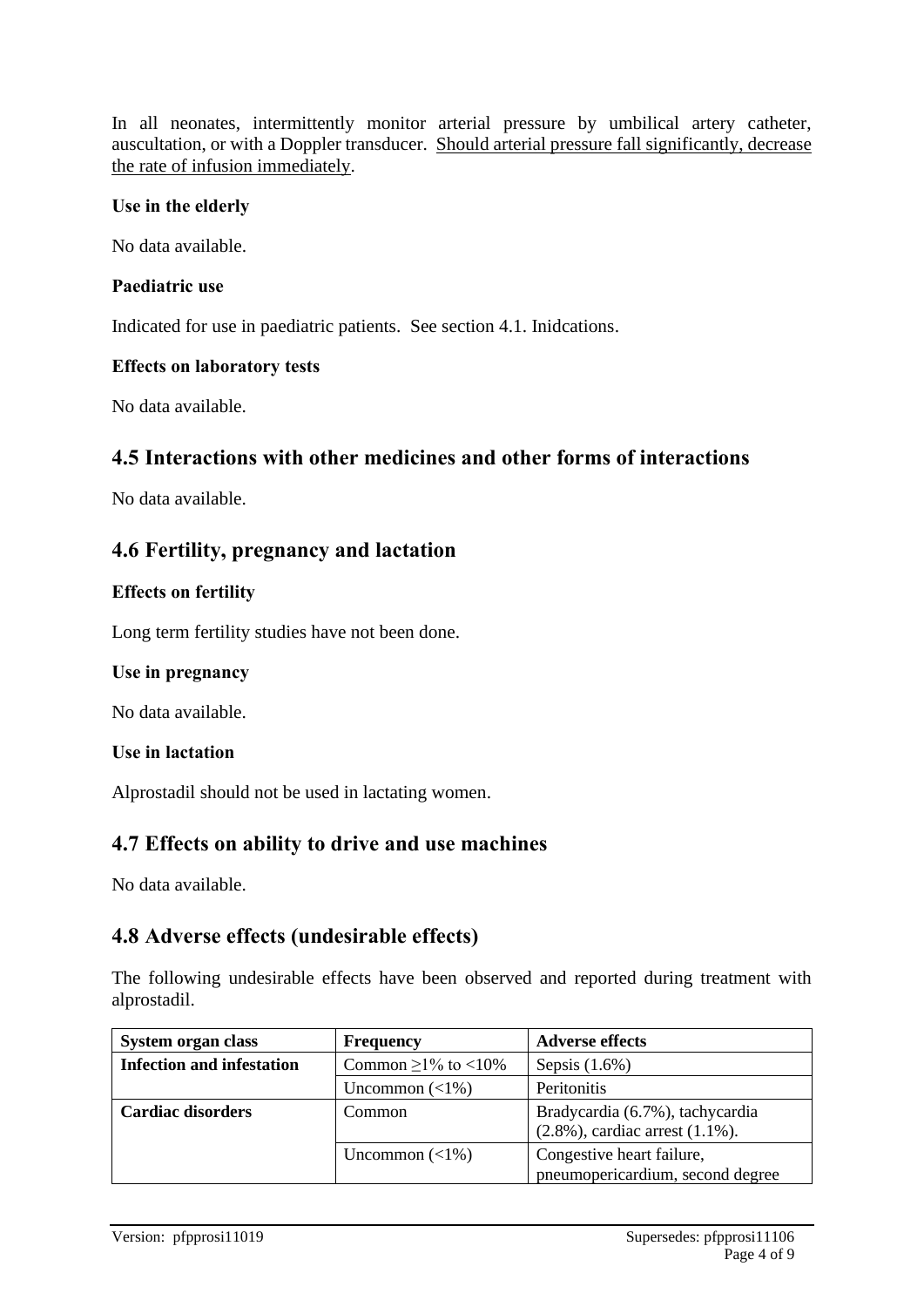In all neonates, intermittently monitor arterial pressure by umbilical artery catheter, auscultation, or with a Doppler transducer. Should arterial pressure fall significantly, decrease the rate of infusion immediately.

**Use in the elderly**

No data available.

**Paediatric use**

Indicated for use in paediatric patients. See section 4.1. Inidcations.

**Effects on laboratory tests**

No data available.

## 4.5 Interactions with other medicines and other forms of interactions

No data available.

## 4.6 Fertility, pregnancy and lactation

**Effects on fertility**

Long term fertility studies have not been done.

**Use in pregnancy**

No data available.

**Use in lactation**

Alprostadil should not be used in lactating women.

## 4.7 Effects on ability to drive and use machines

No data available.

## 4.8 Adverse effects (undesirable effects)

The following undesirable effects have been observed and reported during treatment with alprostadil.

| System organ class | Frequency | Adverse effects |
|---|---|---|
| **Infection and infestation** | Common ≥1% to <10% | Sepsis (1.6%) |
| | Uncommon (<1%) | Peritonitis |
| **Cardiac disorders** | Common | Bradycardia (6.7%), tachycardia (2.8%), cardiac arrest (1.1%). |
| | Uncommon (<1%) | Congestive heart failure, pneumopericardium, second degree |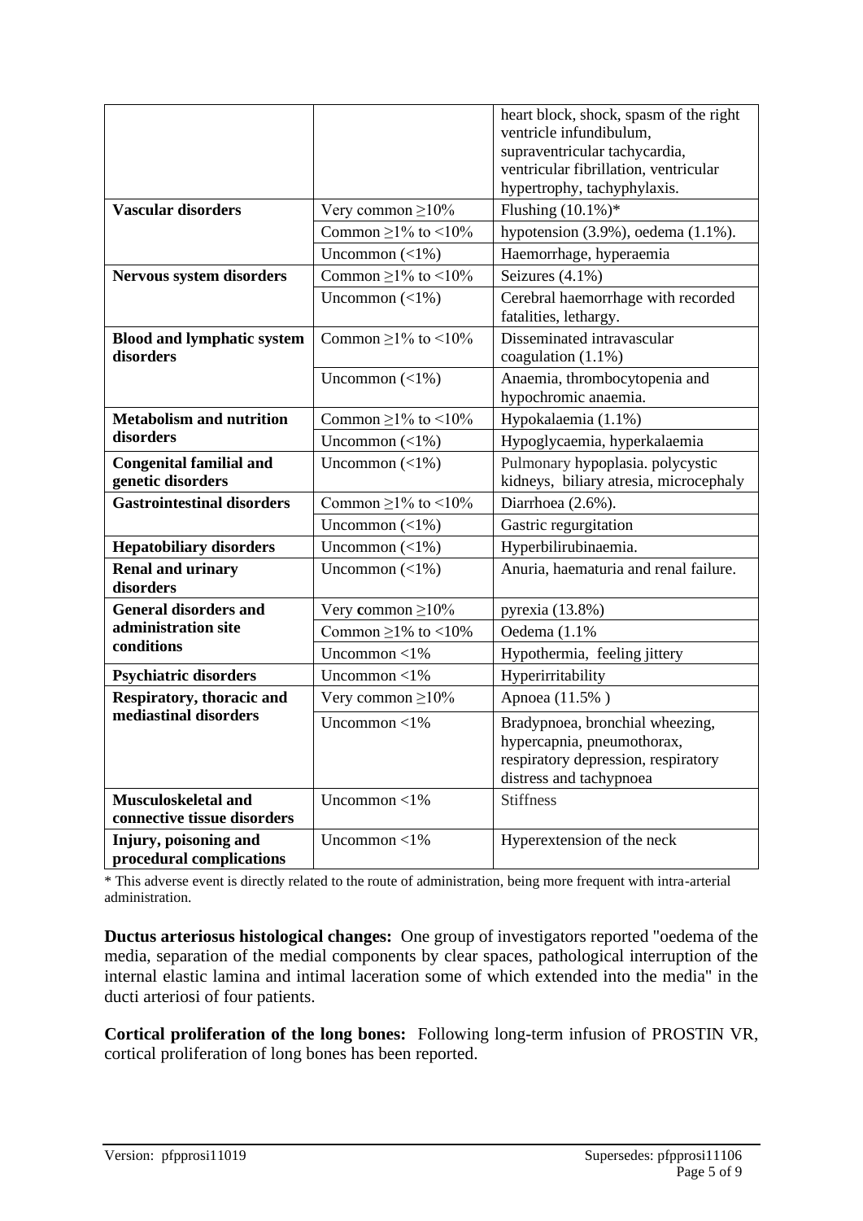| | | |
|---|---|---|
| | | heart block, shock, spasm of the right ventricle infundibulum, supraventricular tachycardia, ventricular fibrillation, ventricular hypertrophy, tachyphylaxis. |
| **Vascular disorders** | Very common ≥10% | Flushing (10.1%)* |
| | Common ≥1% to <10% | hypotension (3.9%), oedema (1.1%). |
| | Uncommon (<1%) | Haemorrhage, hyperaemia |
| **Nervous system disorders** | Common ≥1% to <10% | Seizures (4.1%) |
| | Uncommon (<1%) | Cerebral haemorrhage with recorded fatalities, lethargy. |
| **Blood and lymphatic system disorders** | Common ≥1% to <10% | Disseminated intravascular coagulation (1.1%) |
| | Uncommon (<1%) | Anaemia, thrombocytopenia and hypochromic anaemia. |
| **Metabolism and nutrition disorders** | Common ≥1% to <10% | Hypokalaemia (1.1%) |
| | Uncommon (<1%) | Hypoglycaemia, hyperkalaemia |
| **Congenital familial and genetic disorders** | Uncommon (<1%) | Pulmonary hypoplasia. polycystic kidneys, biliary atresia, microcephaly |
| **Gastrointestinal disorders** | Common ≥1% to <10% | Diarrhoea (2.6%). |
| | Uncommon (<1%) | Gastric regurgitation |
| **Hepatobiliary disorders** | Uncommon (<1%) | Hyperbilirubinaemia. |
| **Renal and urinary disorders** | Uncommon (<1%) | Anuria, haematuria and renal failure. |
| **General disorders and administration site conditions** | Very common ≥10% | pyrexia (13.8%) |
| | Common ≥1% to <10% | Oedema (1.1% |
| | Uncommon <1% | Hypothermia, feeling jittery |
| **Psychiatric disorders** | Uncommon <1% | Hyperirritability |
| **Respiratory, thoracic and mediastinal disorders** | Very common ≥10% | Apnoea (11.5% ) |
| | Uncommon <1% | Bradypnoea, bronchial wheezing, hypercapnia, pneumothorax, respiratory depression, respiratory distress and tachypnoea |
| **Musculoskeletal and connective tissue disorders** | Uncommon <1% | Stiffness |
| **Injury, poisoning and procedural complications** | Uncommon <1% | Hyperextension of the neck |

\* This adverse event is directly related to the route of administration, being more frequent with intra-arterial administration.

**Ductus arteriosus histological changes:** One group of investigators reported "oedema of the media, separation of the medial components by clear spaces, pathological interruption of the internal elastic lamina and intimal laceration some of which extended into the media" in the ducti arteriosi of four patients.

**Cortical proliferation of the long bones:** Following long-term infusion of PROSTIN VR, cortical proliferation of long bones has been reported.

Version: pfpprosi11019 Supersedes: pfpprosi11106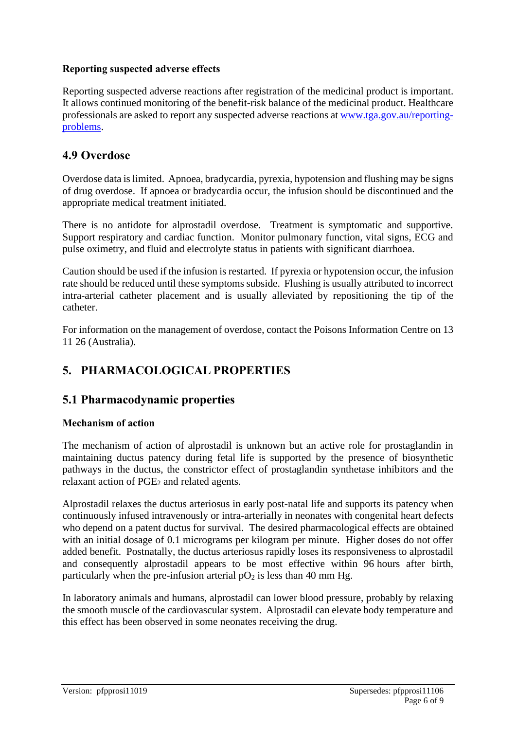**Reporting suspected adverse effects**

Reporting suspected adverse reactions after registration of the medicinal product is important. It allows continued monitoring of the benefit-risk balance of the medicinal product. Healthcare professionals are asked to report any suspected adverse reactions at [www.tga.gov.au/reporting-problems](http://www.tga.gov.au/reporting-problems).

## 4.9 Overdose

Overdose data is limited. Apnoea, bradycardia, pyrexia, hypotension and flushing may be signs of drug overdose. If apnoea or bradycardia occur, the infusion should be discontinued and the appropriate medical treatment initiated.

There is no antidote for alprostadil overdose. Treatment is symptomatic and supportive. Support respiratory and cardiac function. Monitor pulmonary function, vital signs, ECG and pulse oximetry, and fluid and electrolyte status in patients with significant diarrhoea.

Caution should be used if the infusion is restarted. If pyrexia or hypotension occur, the infusion rate should be reduced until these symptoms subside. Flushing is usually attributed to incorrect intra-arterial catheter placement and is usually alleviated by repositioning the tip of the catheter.

For information on the management of overdose, contact the Poisons Information Centre on 13 11 26 (Australia).

# 5. PHARMACOLOGICAL PROPERTIES

## 5.1 Pharmacodynamic properties

**Mechanism of action**

The mechanism of action of alprostadil is unknown but an active role for prostaglandin in maintaining ductus patency during fetal life is supported by the presence of biosynthetic pathways in the ductus, the constrictor effect of prostaglandin synthetase inhibitors and the relaxant action of $PGE_2$ and related agents.

Alprostadil relaxes the ductus arteriosus in early post-natal life and supports its patency when continuously infused intravenously or intra-arterially in neonates with congenital heart defects who depend on a patent ductus for survival. The desired pharmacological effects are obtained with an initial dosage of 0.1 micrograms per kilogram per minute. Higher doses do not offer added benefit. Postnatally, the ductus arteriosus rapidly loses its responsiveness to alprostadil and consequently alprostadil appears to be most effective within 96 hours after birth, particularly when the pre-infusion arterial $pO_2$ is less than 40 mm Hg.

In laboratory animals and humans, alprostadil can lower blood pressure, probably by relaxing the smooth muscle of the cardiovascular system. Alprostadil can elevate body temperature and this effect has been observed in some neonates receiving the drug.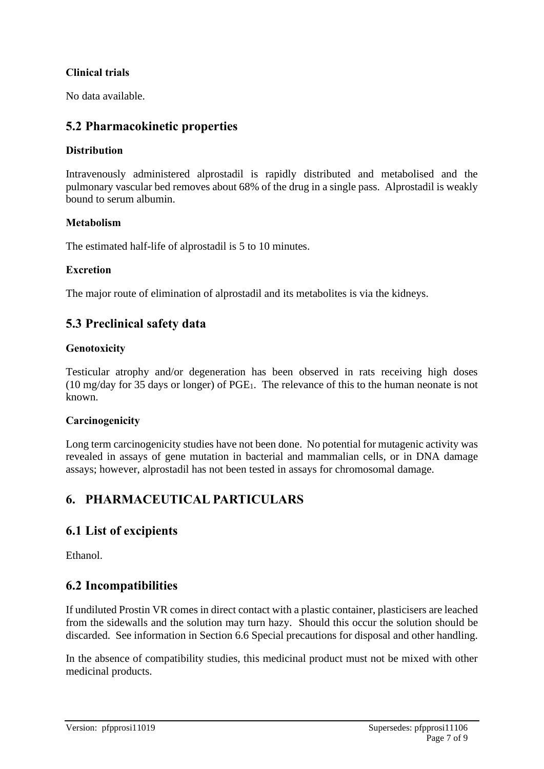### Clinical trials

No data available.

## 5.2 Pharmacokinetic properties

### Distribution

Intravenously administered alprostadil is rapidly distributed and metabolised and the pulmonary vascular bed removes about 68% of the drug in a single pass. Alprostadil is weakly bound to serum albumin.

### Metabolism

The estimated half-life of alprostadil is 5 to 10 minutes.

### Excretion

The major route of elimination of alprostadil and its metabolites is via the kidneys.

## 5.3 Preclinical safety data

### Genotoxicity

Testicular atrophy and/or degeneration has been observed in rats receiving high doses (10 mg/day for 35 days or longer) of $PGE_1$. The relevance of this to the human neonate is not known.

### Carcinogenicity

Long term carcinogenicity studies have not been done. No potential for mutagenic activity was revealed in assays of gene mutation in bacterial and mammalian cells, or in DNA damage assays; however, alprostadil has not been tested in assays for chromosomal damage.

# 6. PHARMACEUTICAL PARTICULARS

## 6.1 List of excipients

Ethanol.

## 6.2 Incompatibilities

If undiluted Prostin VR comes in direct contact with a plastic container, plasticisers are leached from the sidewalls and the solution may turn hazy. Should this occur the solution should be discarded. See information in Section 6.6 Special precautions for disposal and other handling.

In the absence of compatibility studies, this medicinal product must not be mixed with other medicinal products.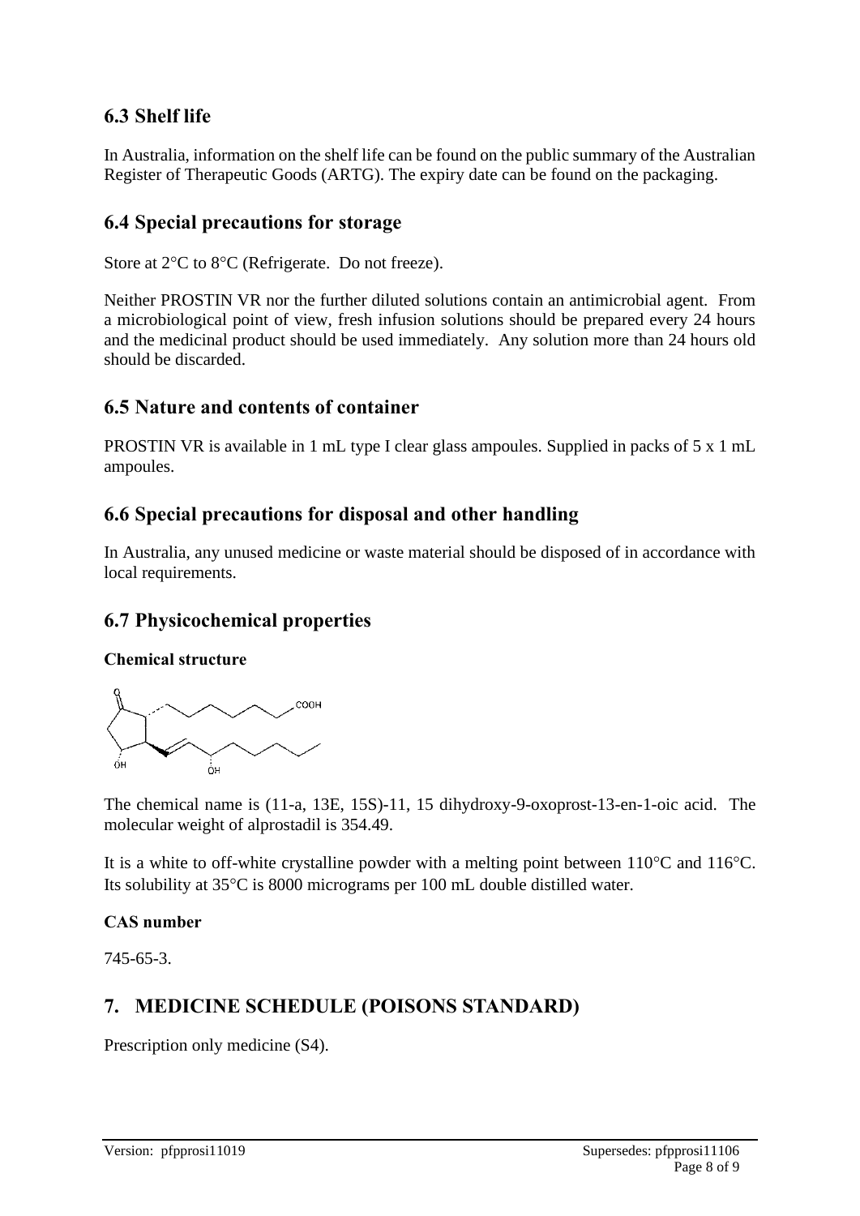## 6.3 Shelf life

In Australia, information on the shelf life can be found on the public summary of the Australian Register of Therapeutic Goods (ARTG). The expiry date can be found on the packaging.

## 6.4 Special precautions for storage

Store at 2°C to 8°C (Refrigerate. Do not freeze).

Neither PROSTIN VR nor the further diluted solutions contain an antimicrobial agent. From a microbiological point of view, fresh infusion solutions should be prepared every 24 hours and the medicinal product should be used immediately. Any solution more than 24 hours old should be discarded.

## 6.5 Nature and contents of container

PROSTIN VR is available in 1 mL type I clear glass ampoules. Supplied in packs of 5 x 1 mL ampoules.

## 6.6 Special precautions for disposal and other handling

In Australia, any unused medicine or waste material should be disposed of in accordance with local requirements.

## 6.7 Physicochemical properties

**Chemical structure**

The chemical name is (11-a, 13E, 15S)-11, 15 dihydroxy-9-oxoprost-13-en-1-oic acid. The molecular weight of alprostadil is 354.49.

It is a white to off-white crystalline powder with a melting point between 110°C and 116°C. Its solubility at 35°C is 8000 micrograms per 100 mL double distilled water.

**CAS number**

745-65-3.

# 7. MEDICINE SCHEDULE (POISONS STANDARD)

Prescription only medicine (S4).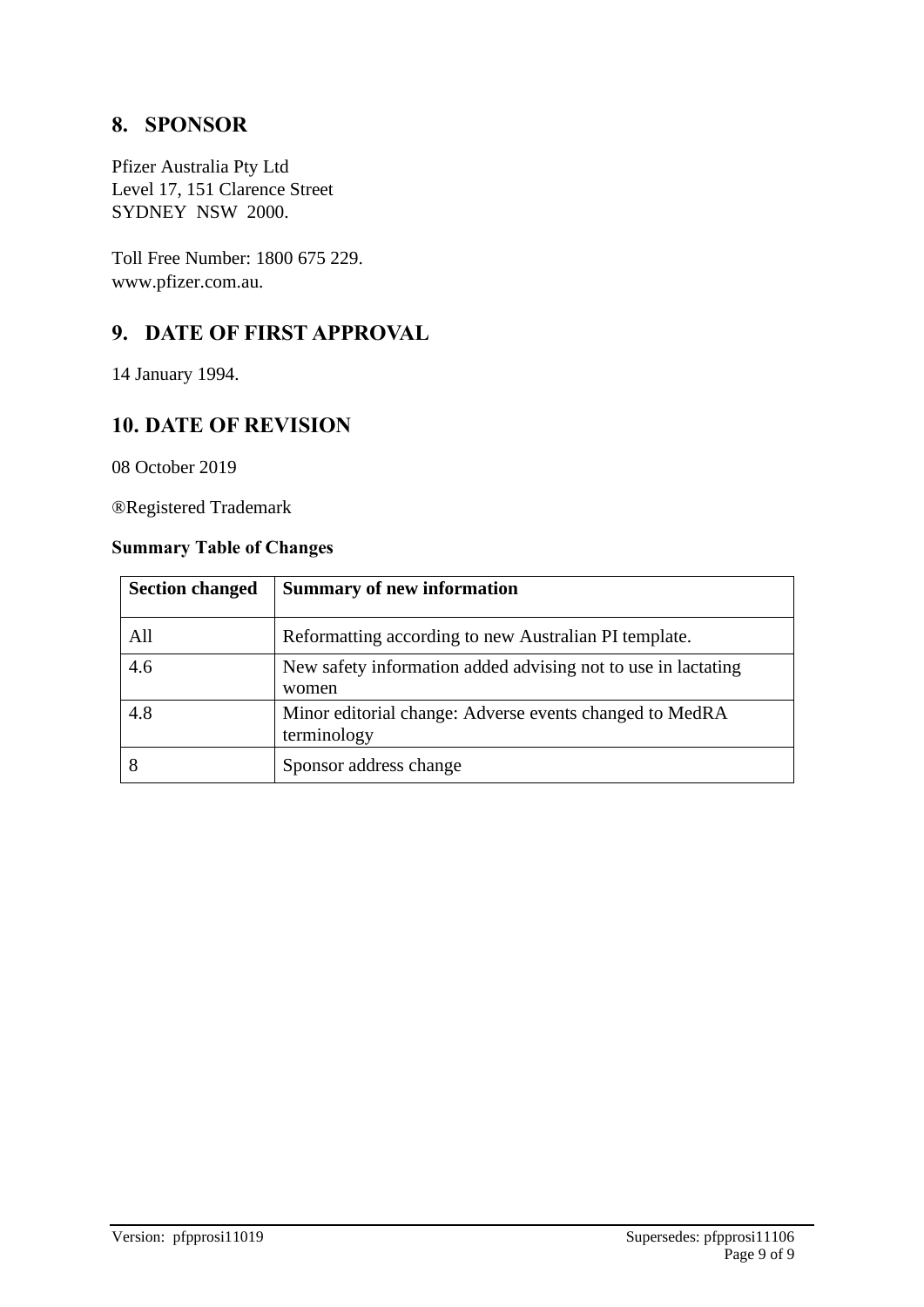## 8. SPONSOR

Pfizer Australia Pty Ltd
Level 17, 151 Clarence Street
SYDNEY NSW 2000.

Toll Free Number: 1800 675 229.
www.pfizer.com.au.

## 9. DATE OF FIRST APPROVAL

14 January 1994.

## 10. DATE OF REVISION

08 October 2019

®Registered Trademark

**Summary Table of Changes**

| Section changed | Summary of new information |
|---|---|
| All | Reformatting according to new Australian PI template. |
| 4.6 | New safety information added advising not to use in lactating women |
| 4.8 | Minor editorial change: Adverse events changed to MedRA terminology |
| 8 | Sponsor address change |

Version: pfpprosi11019 Supersedes: pfpprosi11106